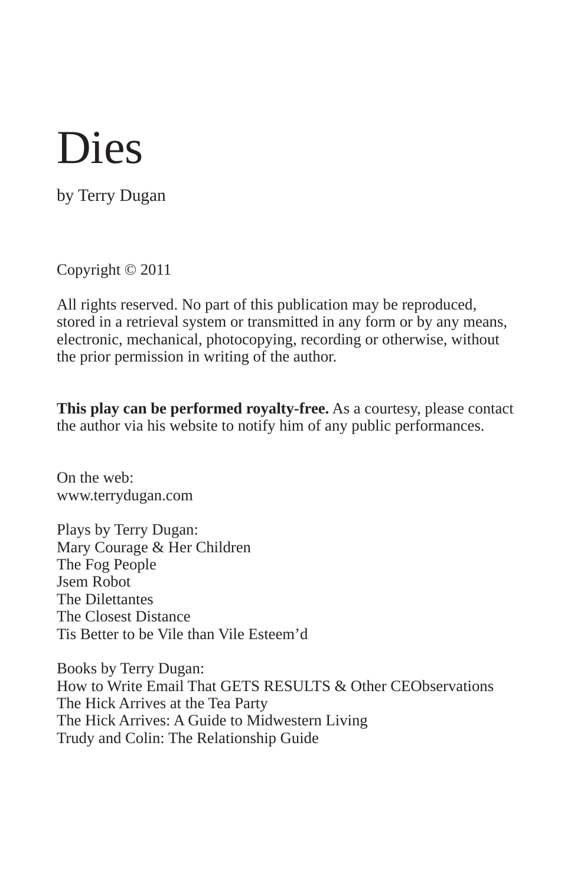# Dies

by Terry Dugan

Copyright © 2011

All rights reserved. No part of this publication may be reproduced, stored in a retrieval system or transmitted in any form or by any means, electronic, mechanical, photocopying, recording or otherwise, without the prior permission in writing of the author.

**This play can be performed royalty-free.** As a courtesy, please contact the author via his website to notify him of any public performances.

On the web:
www.terrydugan.com

Plays by Terry Dugan:
Mary Courage & Her Children
The Fog People
Jsem Robot
The Dilettantes
The Closest Distance
Tis Better to be Vile than Vile Esteem'd

Books by Terry Dugan:
How to Write Email That GETS RESULTS & Other CEObservations
The Hick Arrives at the Tea Party
The Hick Arrives: A Guide to Midwestern Living
Trudy and Colin: The Relationship Guide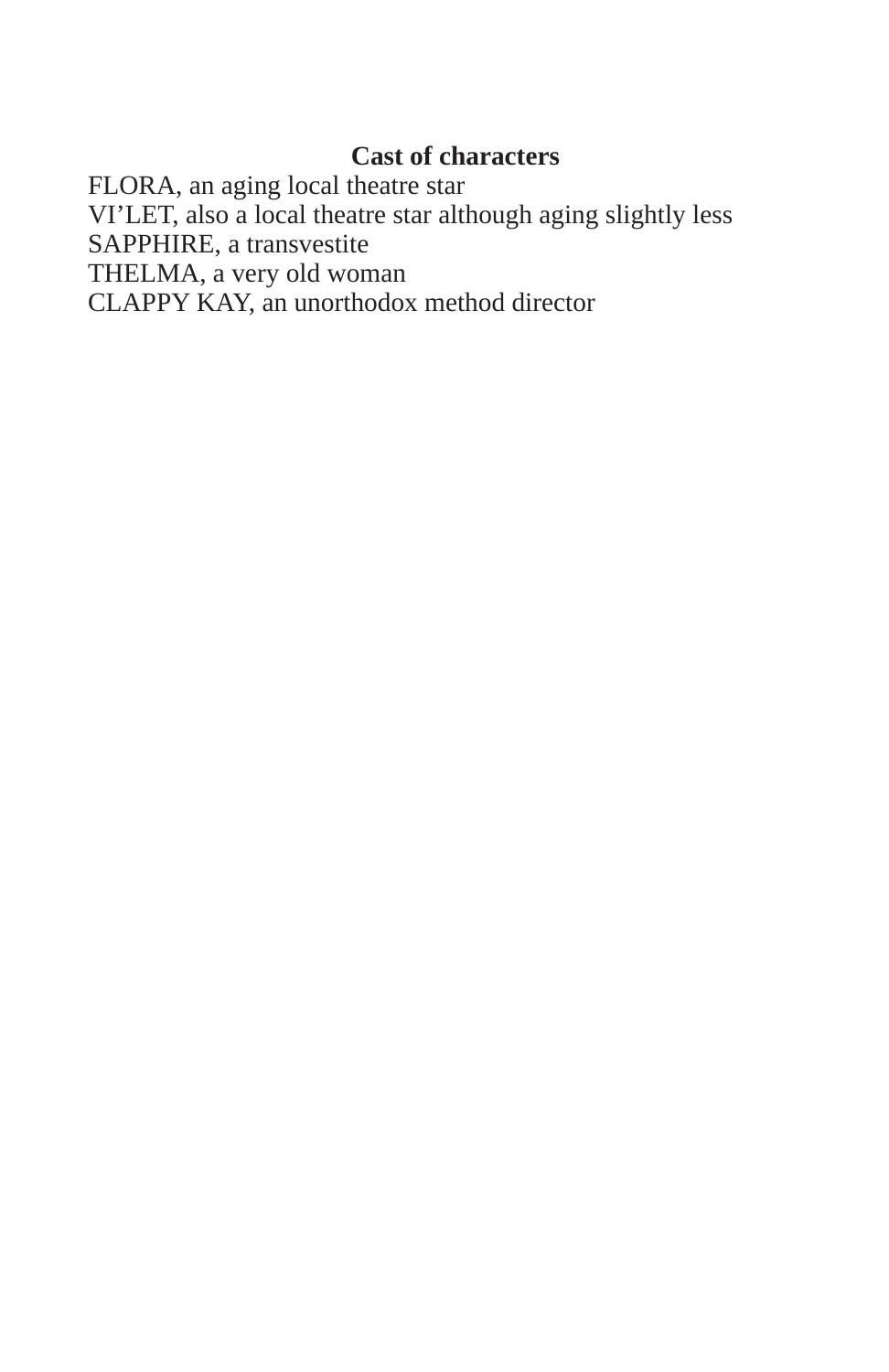**Cast of characters**

FLORA, an aging local theatre star
VI'LET, also a local theatre star although aging slightly less
SAPPHIRE, a transvestite
THELMA, a very old woman
CLAPPY KAY, an unorthodox method director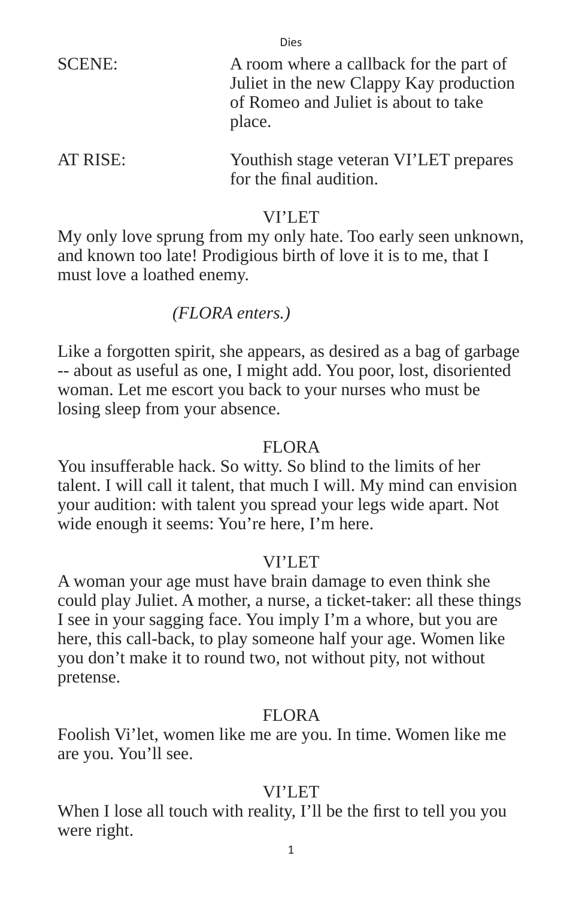SCENE: A room where a callback for the part of Juliet in the new Clappy Kay production of Romeo and Juliet is about to take place.

AT RISE: Youthish stage veteran VI'LET prepares for the final audition.

VI'LET

My only love sprung from my only hate. Too early seen unknown, and known too late! Prodigious birth of love it is to me, that I must love a loathed enemy.

*(FLORA enters.)*

Like a forgotten spirit, she appears, as desired as a bag of garbage -- about as useful as one, I might add. You poor, lost, disoriented woman. Let me escort you back to your nurses who must be losing sleep from your absence.

FLORA

You insufferable hack. So witty. So blind to the limits of her talent. I will call it talent, that much I will. My mind can envision your audition: with talent you spread your legs wide apart. Not wide enough it seems: You're here, I'm here.

VI'LET

A woman your age must have brain damage to even think she could play Juliet. A mother, a nurse, a ticket-taker: all these things I see in your sagging face. You imply I'm a whore, but you are here, this call-back, to play someone half your age. Women like you don't make it to round two, not without pity, not without pretense.

FLORA

Foolish Vi'let, women like me are you. In time. Women like me are you. You'll see.

VI'LET

When I lose all touch with reality, I'll be the first to tell you you were right.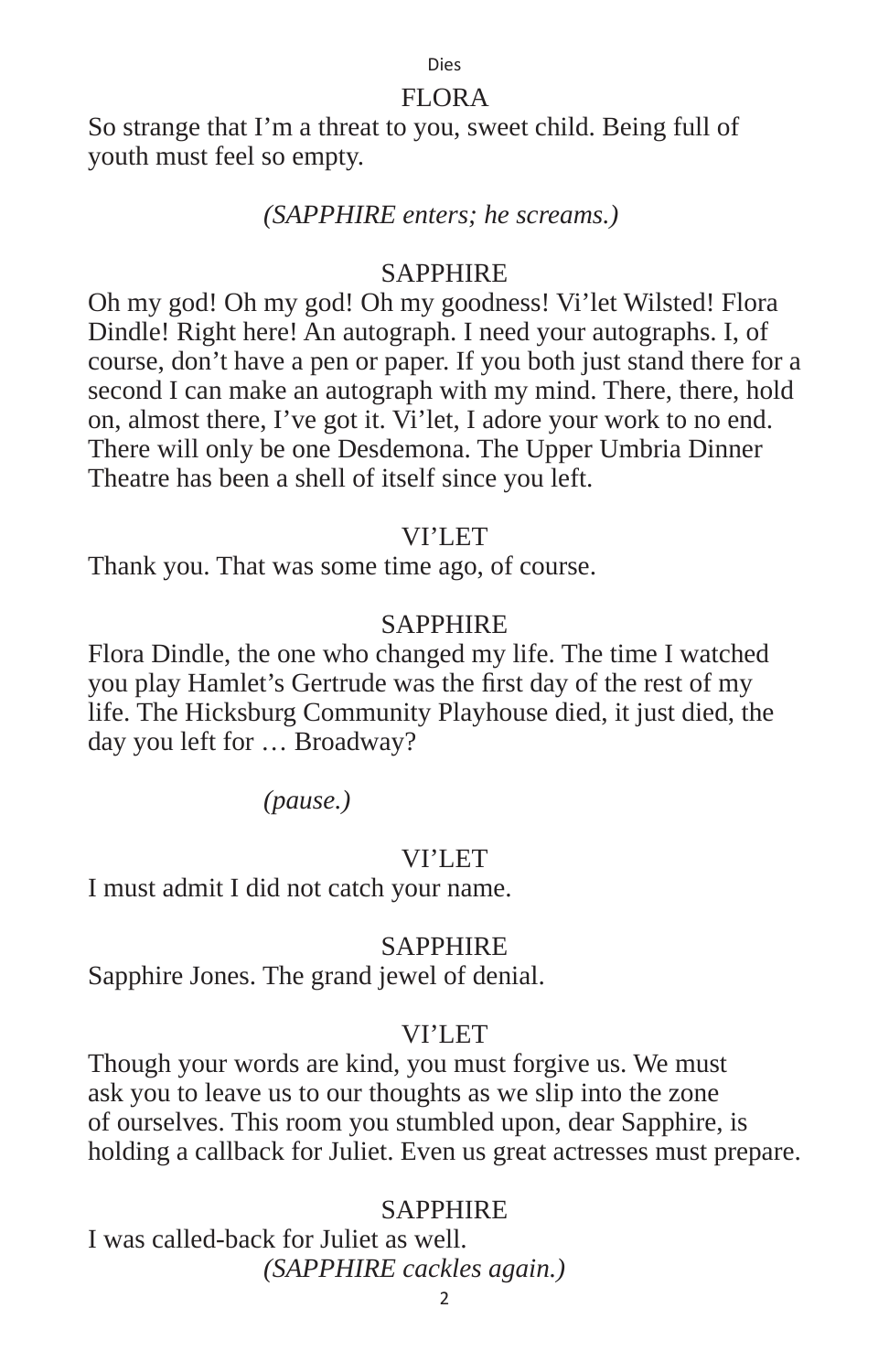FLORA

So strange that I'm a threat to you, sweet child. Being full of youth must feel so empty.

*(SAPPHIRE enters; he screams.)*

SAPPHIRE

Oh my god! Oh my god! Oh my goodness! Vi'let Wilsted! Flora Dindle! Right here! An autograph. I need your autographs. I, of course, don't have a pen or paper. If you both just stand there for a second I can make an autograph with my mind. There, there, hold on, almost there, I've got it. Vi'let, I adore your work to no end. There will only be one Desdemona. The Upper Umbria Dinner Theatre has been a shell of itself since you left.

VI'LET

Thank you. That was some time ago, of course.

SAPPHIRE

Flora Dindle, the one who changed my life. The time I watched you play Hamlet's Gertrude was the first day of the rest of my life. The Hicksburg Community Playhouse died, it just died, the day you left for … Broadway?

*(pause.)*

VI'LET

I must admit I did not catch your name.

SAPPHIRE

Sapphire Jones. The grand jewel of denial.

VI'LET

Though your words are kind, you must forgive us. We must ask you to leave us to our thoughts as we slip into the zone of ourselves. This room you stumbled upon, dear Sapphire, is holding a callback for Juliet. Even us great actresses must prepare.

SAPPHIRE

I was called-back for Juliet as well.

*(SAPPHIRE cackles again.)*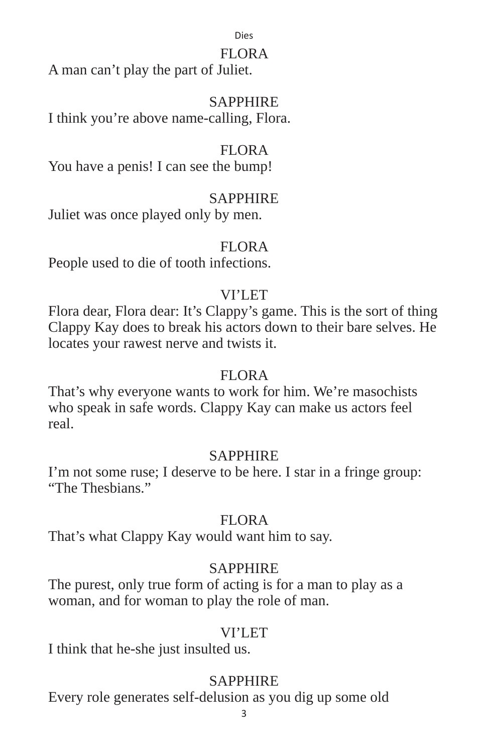FLORA

A man can’t play the part of Juliet.

SAPPHIRE

I think you’re above name-calling, Flora.

FLORA

You have a penis! I can see the bump!

SAPPHIRE

Juliet was once played only by men.

FLORA

People used to die of tooth infections.

VI’LET

Flora dear, Flora dear: It’s Clappy’s game. This is the sort of thing Clappy Kay does to break his actors down to their bare selves. He locates your rawest nerve and twists it.

FLORA

That’s why everyone wants to work for him. We’re masochists who speak in safe words. Clappy Kay can make us actors feel real.

SAPPHIRE

I’m not some ruse; I deserve to be here. I star in a fringe group: “The Thesbians.”

FLORA

That’s what Clappy Kay would want him to say.

SAPPHIRE

The purest, only true form of acting is for a man to play as a woman, and for woman to play the role of man.

VI’LET

I think that he-she just insulted us.

SAPPHIRE

Every role generates self-delusion as you dig up some old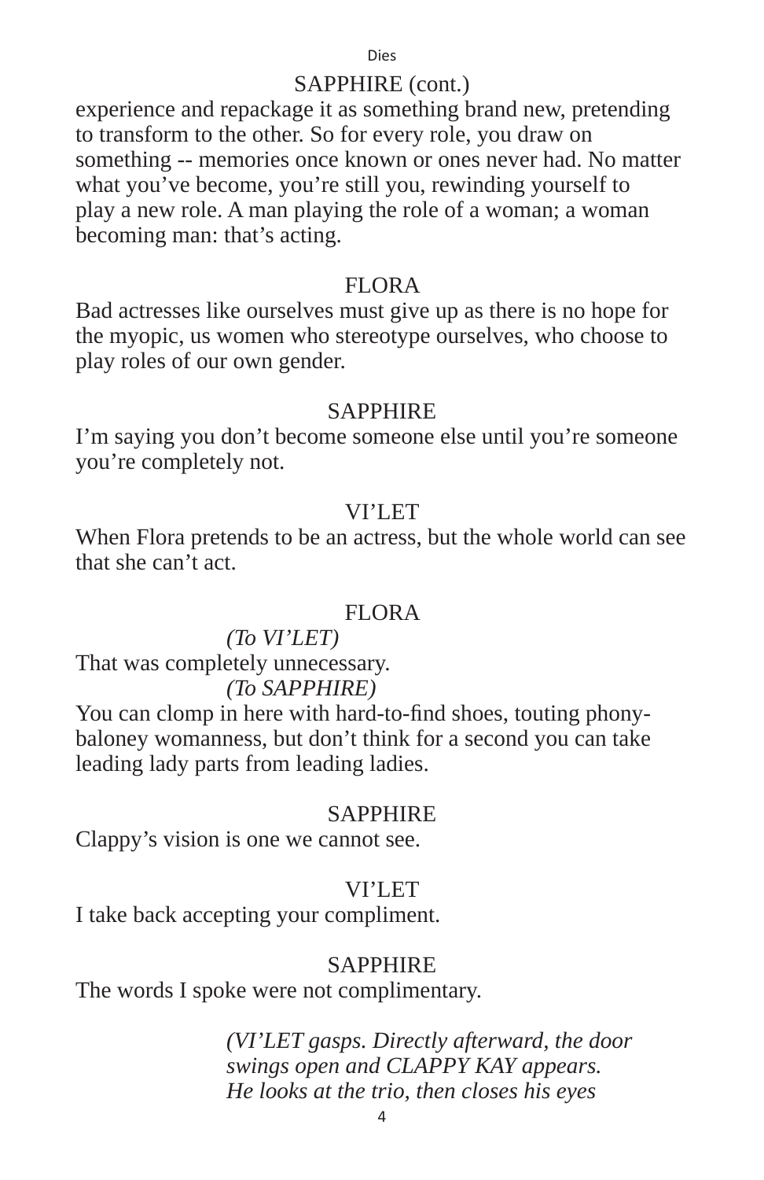SAPPHIRE (cont.)

experience and repackage it as something brand new, pretending to transform to the other. So for every role, you draw on something -- memories once known or ones never had. No matter what you've become, you're still you, rewinding yourself to play a new role. A man playing the role of a woman; a woman becoming man: that's acting.

FLORA

Bad actresses like ourselves must give up as there is no hope for the myopic, us women who stereotype ourselves, who choose to play roles of our own gender.

SAPPHIRE

I'm saying you don't become someone else until you're someone you're completely not.

VI'LET

When Flora pretends to be an actress, but the whole world can see that she can't act.

FLORA

*(To VI'LET)*

That was completely unnecessary.

*(To SAPPHIRE)*

You can clomp in here with hard-to-find shoes, touting phony-baloney womanness, but don't think for a second you can take leading lady parts from leading ladies.

SAPPHIRE

Clappy's vision is one we cannot see.

VI'LET

I take back accepting your compliment.

SAPPHIRE

The words I spoke were not complimentary.

*(VI'LET gasps. Directly afterward, the door swings open and CLAPPY KAY appears. He looks at the trio, then closes his eyes*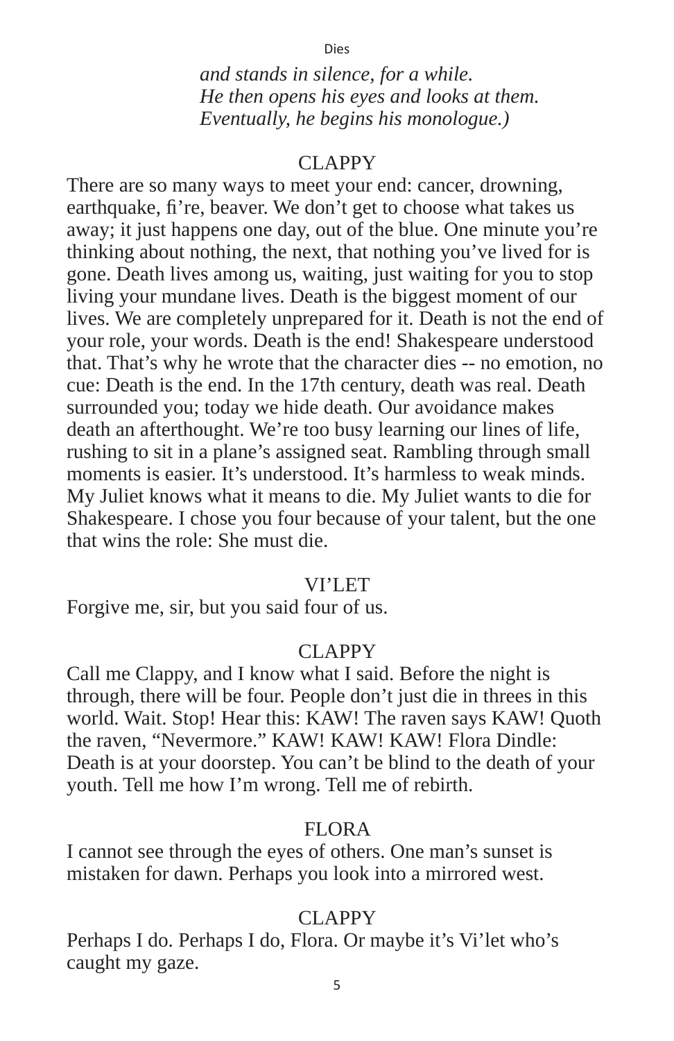*and stands in silence, for a while.*
*He then opens his eyes and looks at them.*
*Eventually, he begins his monologue.)*

CLAPPY

There are so many ways to meet your end: cancer, drowning, earthquake, fi're, beaver. We don't get to choose what takes us away; it just happens one day, out of the blue. One minute you're thinking about nothing, the next, that nothing you've lived for is gone. Death lives among us, waiting, just waiting for you to stop living your mundane lives. Death is the biggest moment of our lives. We are completely unprepared for it. Death is not the end of your role, your words. Death is the end! Shakespeare understood that. That's why he wrote that the character dies -- no emotion, no cue: Death is the end. In the 17th century, death was real. Death surrounded you; today we hide death. Our avoidance makes death an afterthought. We're too busy learning our lines of life, rushing to sit in a plane's assigned seat. Rambling through small moments is easier. It's understood. It's harmless to weak minds. My Juliet knows what it means to die. My Juliet wants to die for Shakespeare. I chose you four because of your talent, but the one that wins the role: She must die.

VI'LET

Forgive me, sir, but you said four of us.

CLAPPY

Call me Clappy, and I know what I said. Before the night is through, there will be four. People don't just die in threes in this world. Wait. Stop! Hear this: KAW! The raven says KAW! Quoth the raven, "Nevermore." KAW! KAW! KAW! Flora Dindle: Death is at your doorstep. You can't be blind to the death of your youth. Tell me how I'm wrong. Tell me of rebirth.

FLORA

I cannot see through the eyes of others. One man's sunset is mistaken for dawn. Perhaps you look into a mirrored west.

CLAPPY

Perhaps I do. Perhaps I do, Flora. Or maybe it's Vi'let who's caught my gaze.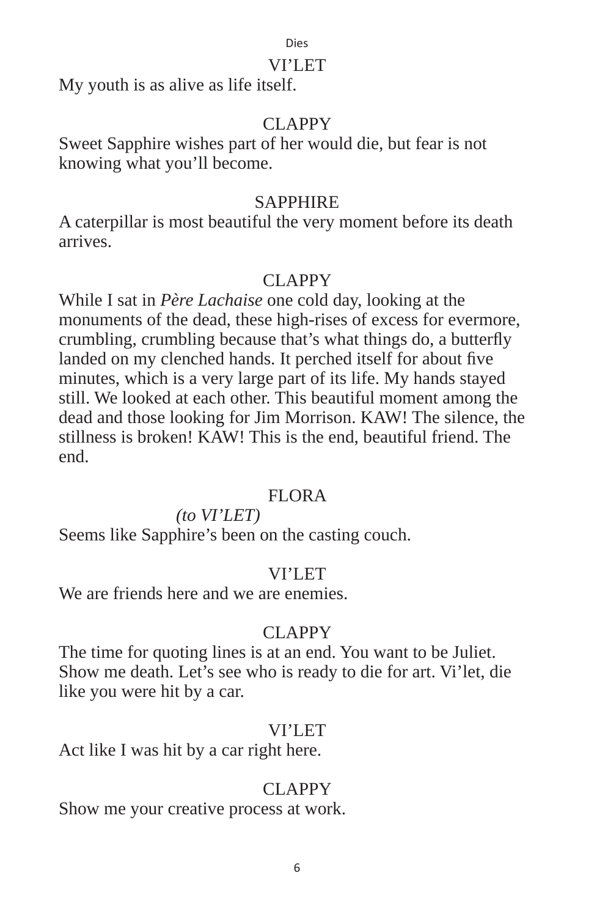VI'LET

My youth is as alive as life itself.

CLAPPY

Sweet Sapphire wishes part of her would die, but fear is not knowing what you'll become.

SAPPHIRE

A caterpillar is most beautiful the very moment before its death arrives.

CLAPPY

While I sat in *Père Lachaise* one cold day, looking at the monuments of the dead, these high-rises of excess for evermore, crumbling, crumbling because that's what things do, a butterfly landed on my clenched hands. It perched itself for about five minutes, which is a very large part of its life. My hands stayed still. We looked at each other. This beautiful moment among the dead and those looking for Jim Morrison. KAW! The silence, the stillness is broken! KAW! This is the end, beautiful friend. The end.

FLORA

*(to VI'LET)*

Seems like Sapphire's been on the casting couch.

VI'LET

We are friends here and we are enemies.

CLAPPY

The time for quoting lines is at an end. You want to be Juliet. Show me death. Let's see who is ready to die for art. Vi'let, die like you were hit by a car.

VI'LET

Act like I was hit by a car right here.

CLAPPY

Show me your creative process at work.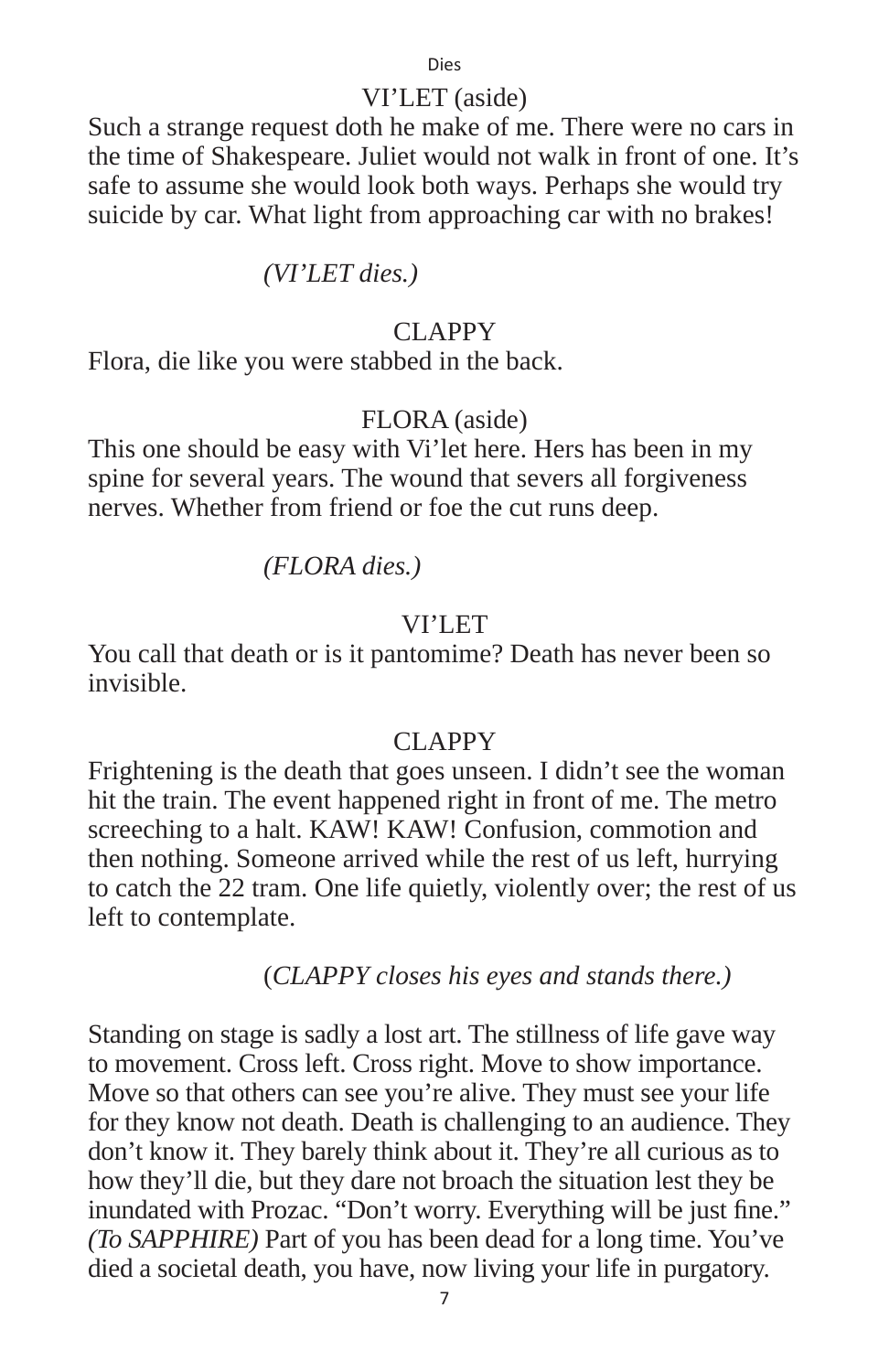VI'LET (aside)

Such a strange request doth he make of me. There were no cars in the time of Shakespeare. Juliet would not walk in front of one. It's safe to assume she would look both ways. Perhaps she would try suicide by car. What light from approaching car with no brakes!

*(VI'LET dies.)*

CLAPPY

Flora, die like you were stabbed in the back.

FLORA (aside)

This one should be easy with Vi'let here. Hers has been in my spine for several years. The wound that severs all forgiveness nerves. Whether from friend or foe the cut runs deep.

*(FLORA dies.)*

VI'LET

You call that death or is it pantomime? Death has never been so invisible.

CLAPPY

Frightening is the death that goes unseen. I didn't see the woman hit the train. The event happened right in front of me. The metro screeching to a halt. KAW! KAW! Confusion, commotion and then nothing. Someone arrived while the rest of us left, hurrying to catch the 22 tram. One life quietly, violently over; the rest of us left to contemplate.

(*CLAPPY closes his eyes and stands there.)*

Standing on stage is sadly a lost art. The stillness of life gave way to movement. Cross left. Cross right. Move to show importance. Move so that others can see you're alive. They must see your life for they know not death. Death is challenging to an audience. They don't know it. They barely think about it. They're all curious as to how they'll die, but they dare not broach the situation lest they be inundated with Prozac. "Don't worry. Everything will be just fine." *(To SAPPHIRE)* Part of you has been dead for a long time. You've died a societal death, you have, now living your life in purgatory.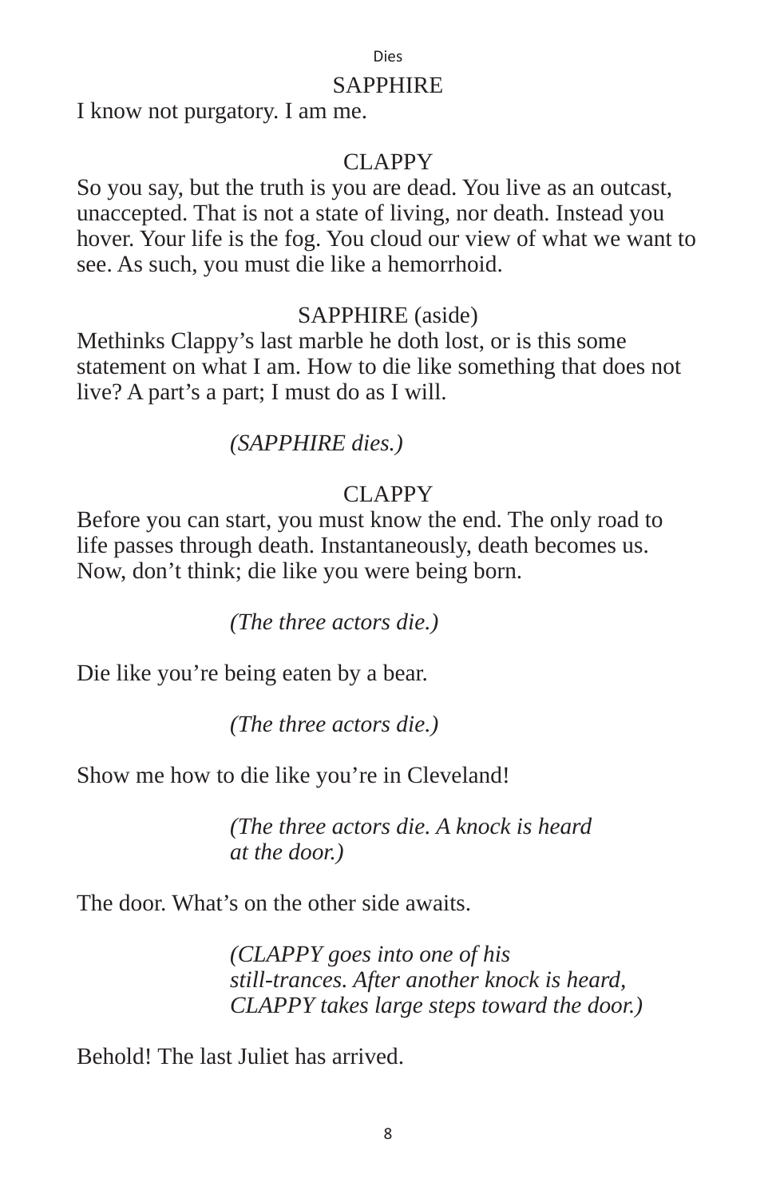SAPPHIRE

I know not purgatory. I am me.

CLAPPY

So you say, but the truth is you are dead. You live as an outcast, unaccepted. That is not a state of living, nor death. Instead you hover. Your life is the fog. You cloud our view of what we want to see. As such, you must die like a hemorrhoid.

SAPPHIRE (aside)

Methinks Clappy's last marble he doth lost, or is this some statement on what I am. How to die like something that does not live? A part's a part; I must do as I will.

*(SAPPHIRE dies.)*

CLAPPY

Before you can start, you must know the end. The only road to life passes through death. Instantaneously, death becomes us. Now, don't think; die like you were being born.

*(The three actors die.)*

Die like you're being eaten by a bear.

*(The three actors die.)*

Show me how to die like you're in Cleveland!

*(The three actors die. A knock is heard at the door.)*

The door. What's on the other side awaits.

*(CLAPPY goes into one of his still-trances. After another knock is heard, CLAPPY takes large steps toward the door.)*

Behold! The last Juliet has arrived.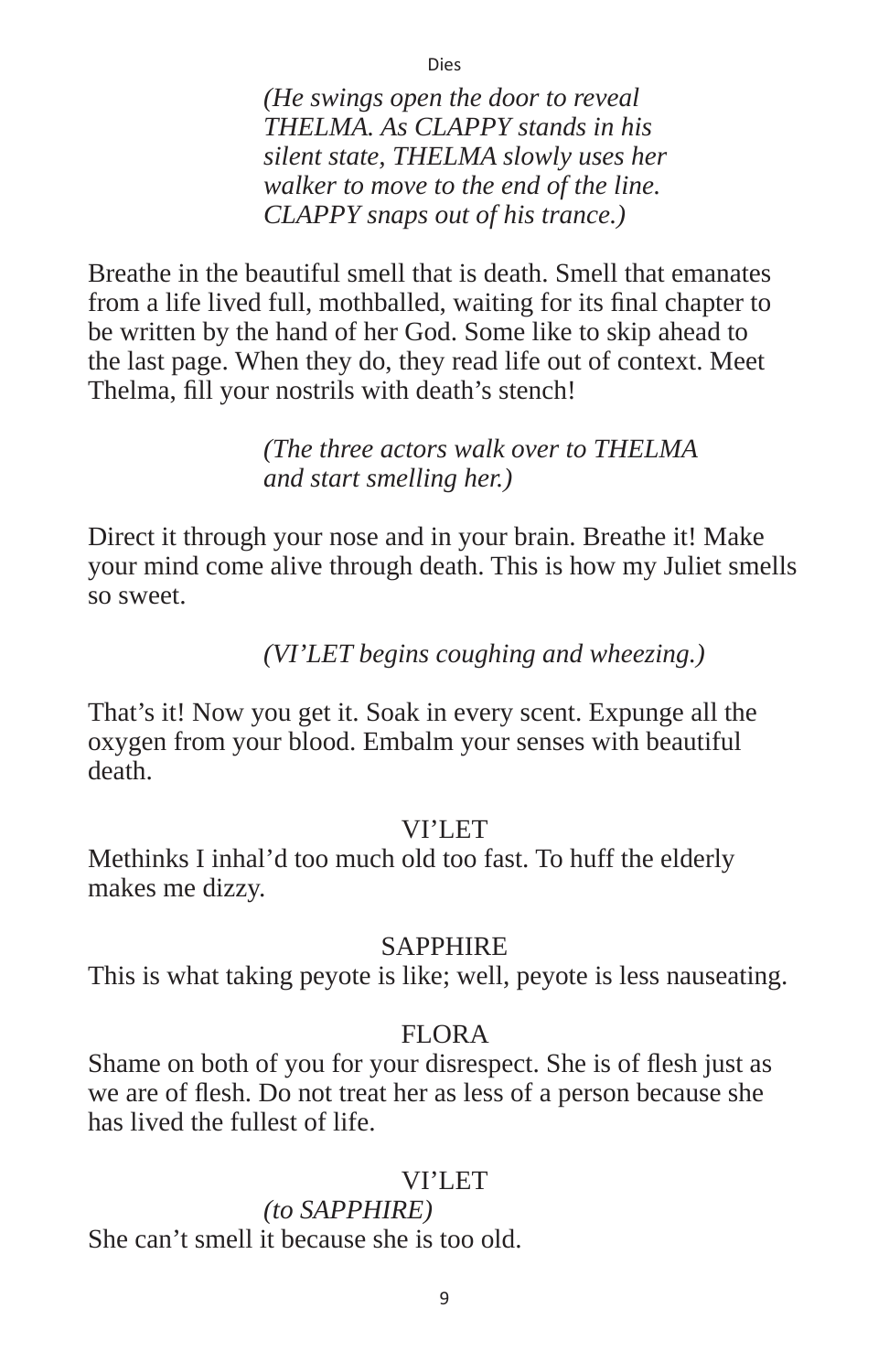*(He swings open the door to reveal THELMA. As CLAPPY stands in his silent state, THELMA slowly uses her walker to move to the end of the line. CLAPPY snaps out of his trance.)*

Breathe in the beautiful smell that is death. Smell that emanates from a life lived full, mothballed, waiting for its final chapter to be written by the hand of her God. Some like to skip ahead to the last page. When they do, they read life out of context. Meet Thelma, fill your nostrils with death's stench!

*(The three actors walk over to THELMA and start smelling her.)*

Direct it through your nose and in your brain. Breathe it! Make your mind come alive through death. This is how my Juliet smells so sweet.

*(VI'LET begins coughing and wheezing.)*

That's it! Now you get it. Soak in every scent. Expunge all the oxygen from your blood. Embalm your senses with beautiful death.

VI'LET

Methinks I inhal'd too much old too fast. To huff the elderly makes me dizzy.

SAPPHIRE

This is what taking peyote is like; well, peyote is less nauseating.

FLORA

Shame on both of you for your disrespect. She is of flesh just as we are of flesh. Do not treat her as less of a person because she has lived the fullest of life.

VI'LET

*(to SAPPHIRE)*

She can't smell it because she is too old.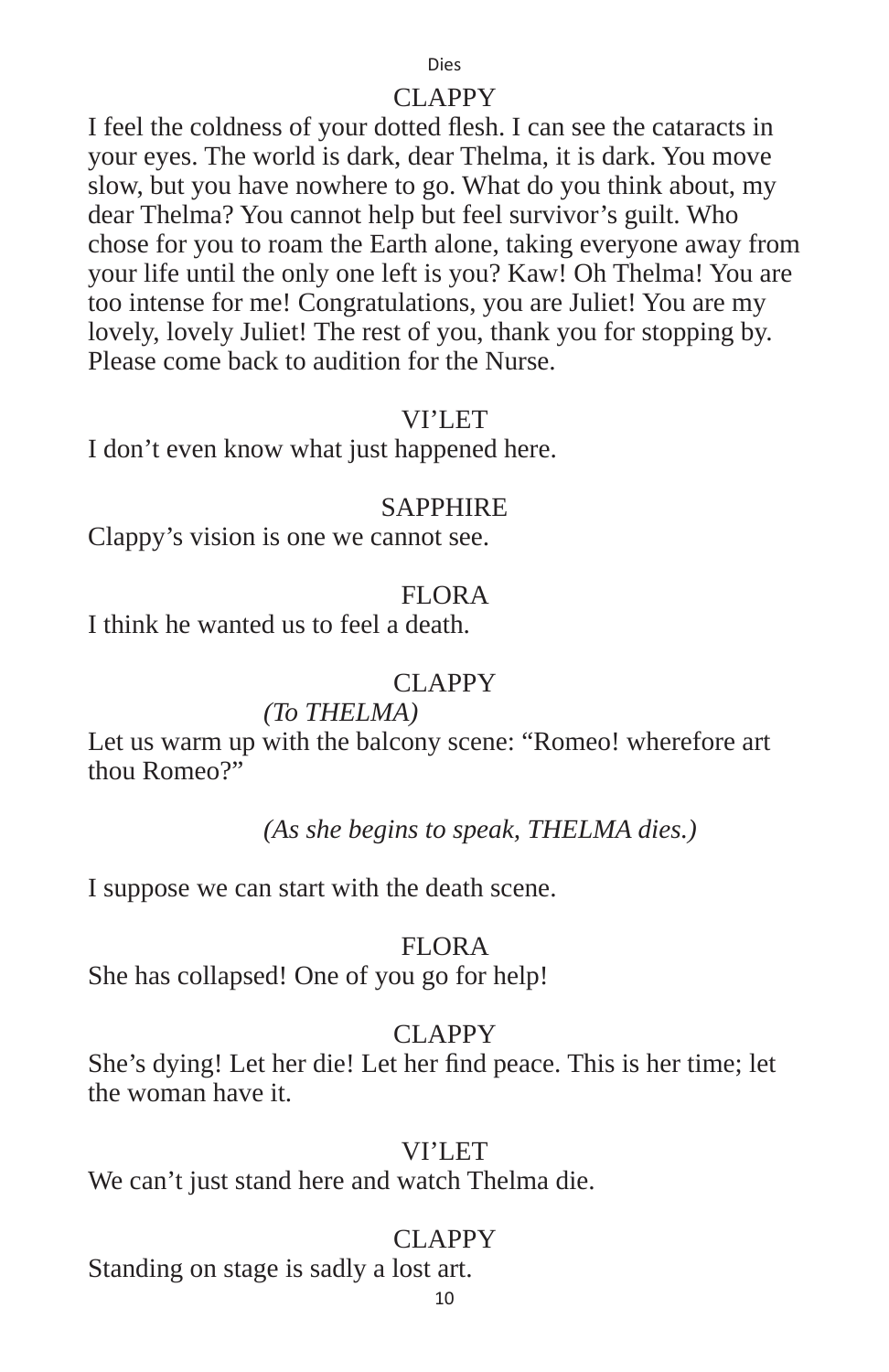CLAPPY

I feel the coldness of your dotted flesh. I can see the cataracts in your eyes. The world is dark, dear Thelma, it is dark. You move slow, but you have nowhere to go. What do you think about, my dear Thelma? You cannot help but feel survivor's guilt. Who chose for you to roam the Earth alone, taking everyone away from your life until the only one left is you? Kaw! Oh Thelma! You are too intense for me! Congratulations, you are Juliet! You are my lovely, lovely Juliet! The rest of you, thank you for stopping by. Please come back to audition for the Nurse.

VI'LET

I don't even know what just happened here.

SAPPHIRE

Clappy's vision is one we cannot see.

FLORA

I think he wanted us to feel a death.

CLAPPY

*(To THELMA)*

Let us warm up with the balcony scene: "Romeo! wherefore art thou Romeo?"

*(As she begins to speak, THELMA dies.)*

I suppose we can start with the death scene.

FLORA

She has collapsed! One of you go for help!

CLAPPY

She's dying! Let her die! Let her find peace. This is her time; let the woman have it.

VI'LET

We can't just stand here and watch Thelma die.

CLAPPY

Standing on stage is sadly a lost art.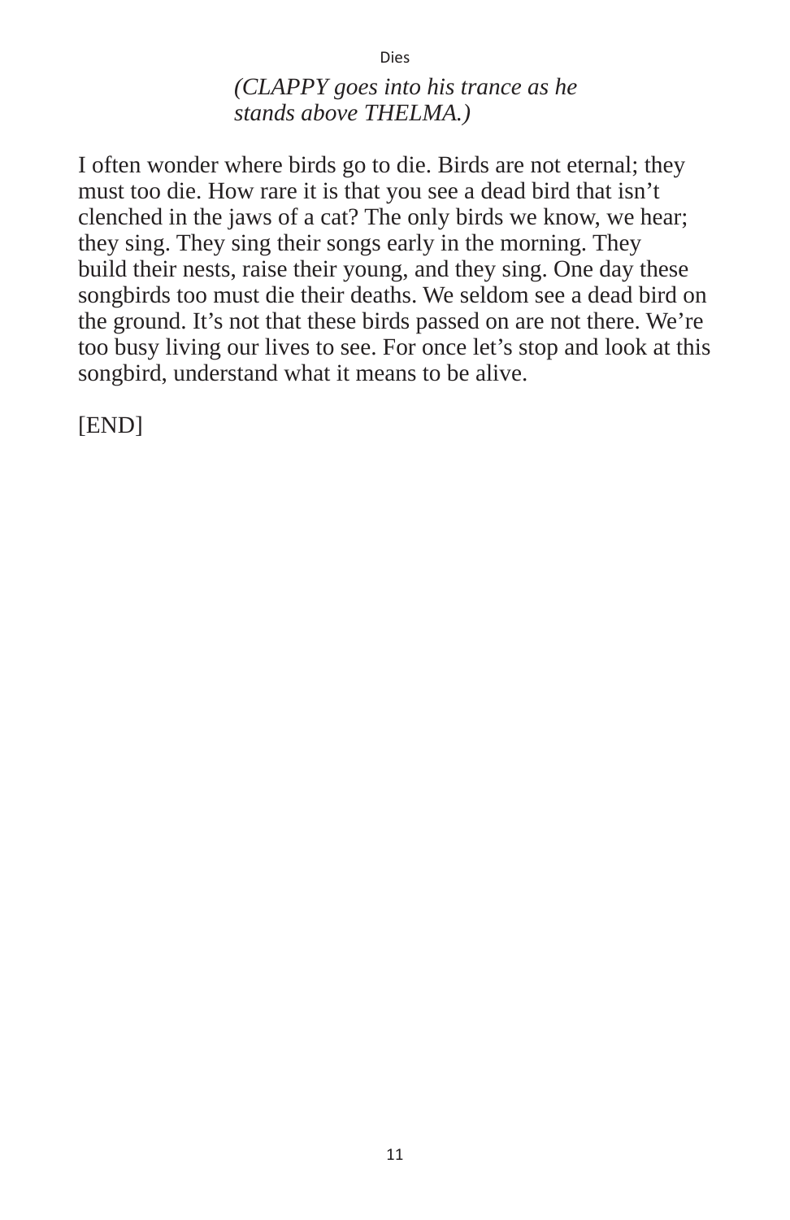*(CLAPPY goes into his trance as he stands above THELMA.)*

I often wonder where birds go to die. Birds are not eternal; they must too die. How rare it is that you see a dead bird that isn't clenched in the jaws of a cat? The only birds we know, we hear; they sing. They sing their songs early in the morning. They build their nests, raise their young, and they sing. One day these songbirds too must die their deaths. We seldom see a dead bird on the ground. It's not that these birds passed on are not there. We're too busy living our lives to see. For once let's stop and look at this songbird, understand what it means to be alive.

[END]